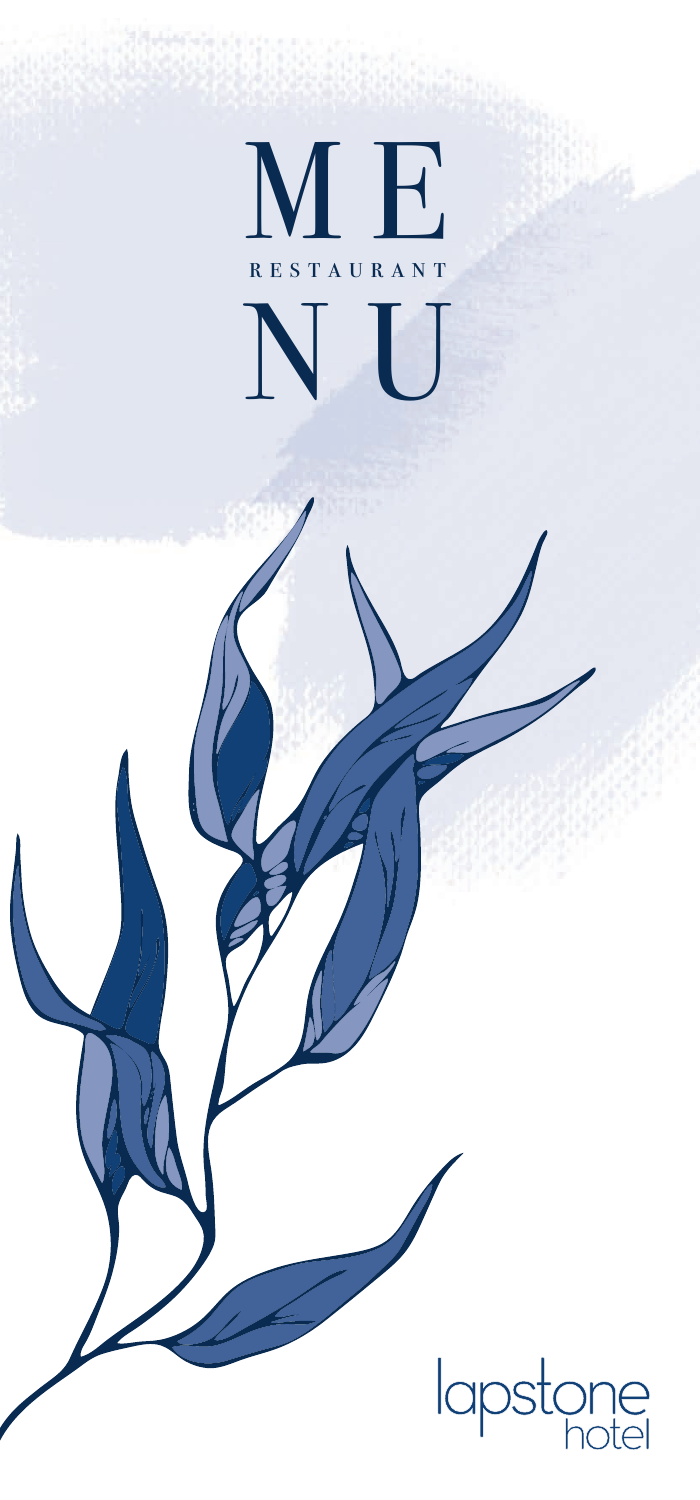# MENU

RESTAURANT

lapstone hotel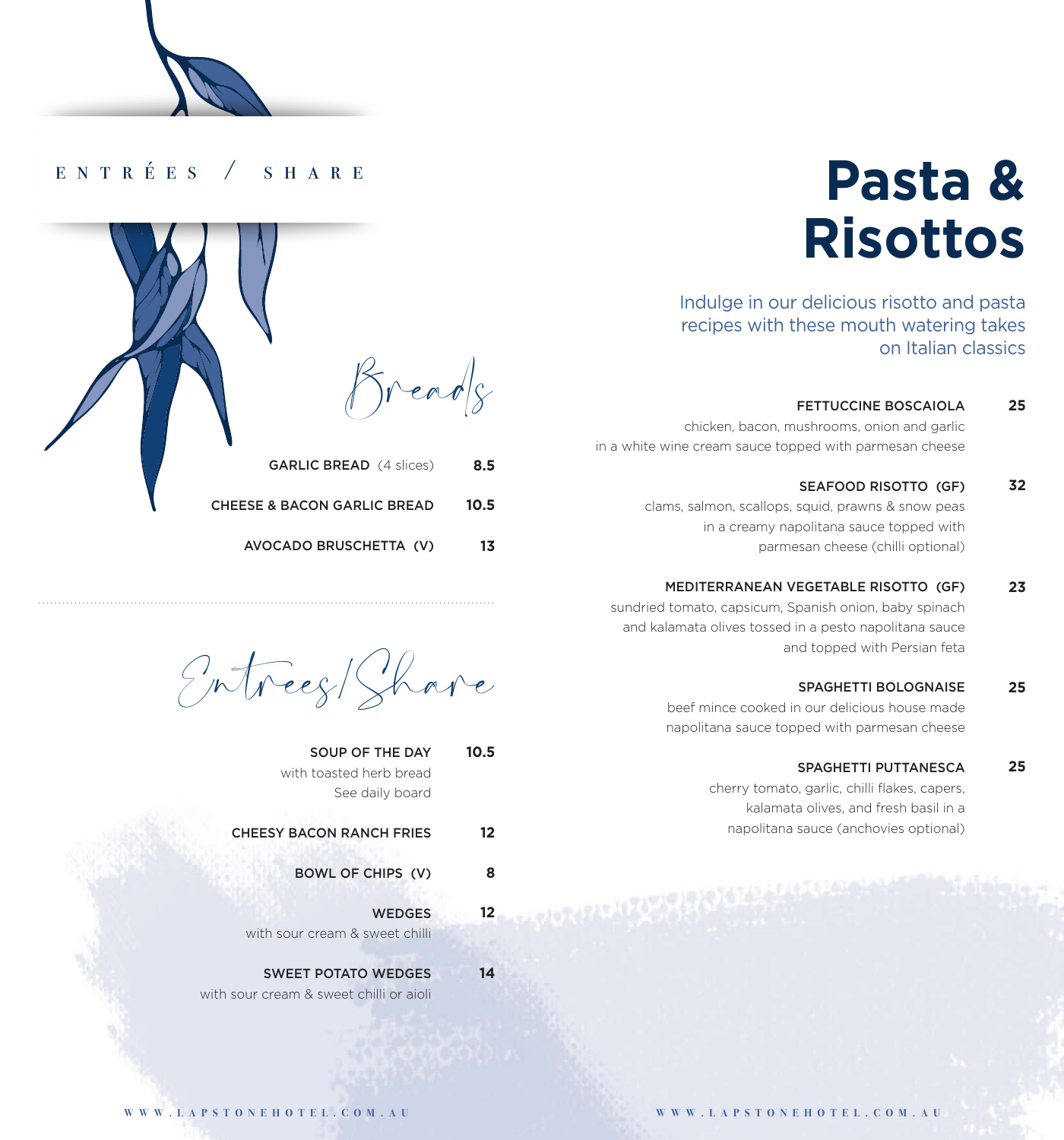ENTRÉES / SHARE

## Breads

**GARLIC BREAD** (4 slices) — **8.5**

**CHEESE & BACON GARLIC BREAD** — **10.5**

**AVOCADO BRUSCHETTA (V)** — **13**

## Entrees/Share

**SOUP OF THE DAY** — **10.5**
with toasted herb bread
See daily board

**CHEESY BACON RANCH FRIES** — **12**

**BOWL OF CHIPS (V)** — **8**

**WEDGES** — **12**
with sour cream & sweet chilli

**SWEET POTATO WEDGES** — **14**
with sour cream & sweet chilli or aioli

# Pasta & Risottos

Indulge in our delicious risotto and pasta recipes with these mouth watering takes on Italian classics

**FETTUCCINE BOSCAIOLA** — **25**
chicken, bacon, mushrooms, onion and garlic in a white wine cream sauce topped with parmesan cheese

**SEAFOOD RISOTTO (GF)** — **32**
clams, salmon, scallops, squid, prawns & snow peas in a creamy napolitana sauce topped with parmesan cheese (chilli optional)

**MEDITERRANEAN VEGETABLE RISOTTO (GF)** — **23**
sundried tomato, capsicum, Spanish onion, baby spinach and kalamata olives tossed in a pesto napolitana sauce and topped with Persian feta

**SPAGHETTI BOLOGNAISE** — **25**
beef mince cooked in our delicious house made napolitana sauce topped with parmesan cheese

**SPAGHETTI PUTTANESCA** — **25**
cherry tomato, garlic, chilli flakes, capers, kalamata olives, and fresh basil in a napolitana sauce (anchovies optional)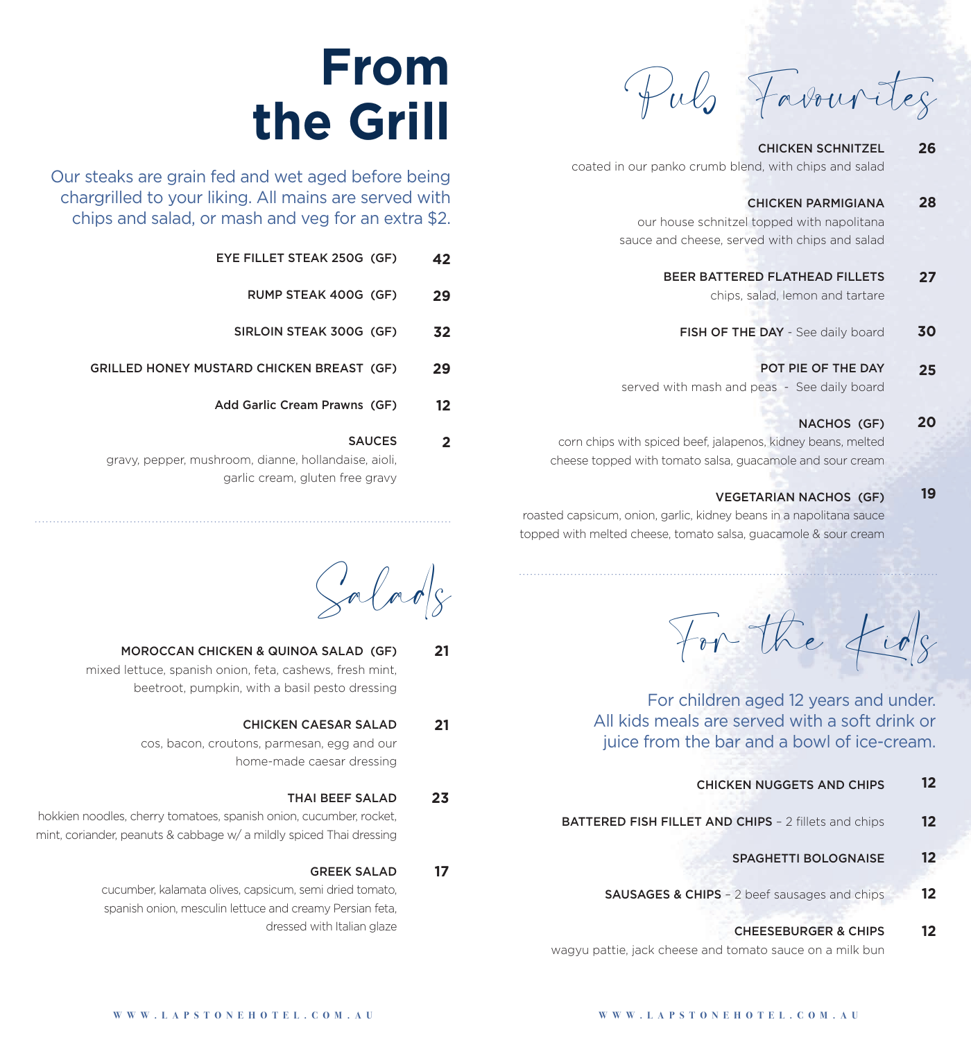# From the Grill

Our steaks are grain fed and wet aged before being chargrilled to your liking. All mains are served with chips and salad, or mash and veg for an extra $2.

EYE FILLET STEAK 250G (GF) **42**

RUMP STEAK 400G (GF) **29**

SIRLOIN STEAK 300G (GF) **32**

GRILLED HONEY MUSTARD CHICKEN BREAST (GF) **29**

Add Garlic Cream Prawns (GF) **12**

SAUCES **2**
gravy, pepper, mushroom, dianne, hollandaise, aioli, garlic cream, gluten free gravy

## Salads

MOROCCAN CHICKEN & QUINOA SALAD (GF) **21**
mixed lettuce, spanish onion, feta, cashews, fresh mint, beetroot, pumpkin, with a basil pesto dressing

CHICKEN CAESAR SALAD **21**
cos, bacon, croutons, parmesan, egg and our home-made caesar dressing

THAI BEEF SALAD **23**
hokkien noodles, cherry tomatoes, spanish onion, cucumber, rocket, mint, coriander, peanuts & cabbage w/ a mildly spiced Thai dressing

GREEK SALAD **17**
cucumber, kalamata olives, capsicum, semi dried tomato, spanish onion, mesculin lettuce and creamy Persian feta, dressed with Italian glaze

## Pub Favourites

CHICKEN SCHNITZEL **26**
coated in our panko crumb blend, with chips and salad

CHICKEN PARMIGIANA **28**
our house schnitzel topped with napolitana sauce and cheese, served with chips and salad

BEER BATTERED FLATHEAD FILLETS **27**
chips, salad, lemon and tartare

FISH OF THE DAY - See daily board **30**

POT PIE OF THE DAY **25**
served with mash and peas - See daily board

NACHOS (GF) **20**
corn chips with spiced beef, jalapenos, kidney beans, melted cheese topped with tomato salsa, guacamole and sour cream

VEGETARIAN NACHOS (GF) **19**
roasted capsicum, onion, garlic, kidney beans in a napolitana sauce topped with melted cheese, tomato salsa, guacamole & sour cream

## For the Kids

For children aged 12 years and under. All kids meals are served with a soft drink or juice from the bar and a bowl of ice-cream.

CHICKEN NUGGETS AND CHIPS **12**

BATTERED FISH FILLET AND CHIPS – 2 fillets and chips **12**

SPAGHETTI BOLOGNAISE **12**

SAUSAGES & CHIPS – 2 beef sausages and chips **12**

CHEESEBURGER & CHIPS **12**
wagyu pattie, jack cheese and tomato sauce on a milk bun

WWW.LAPSTONEHOTEL.COM.AU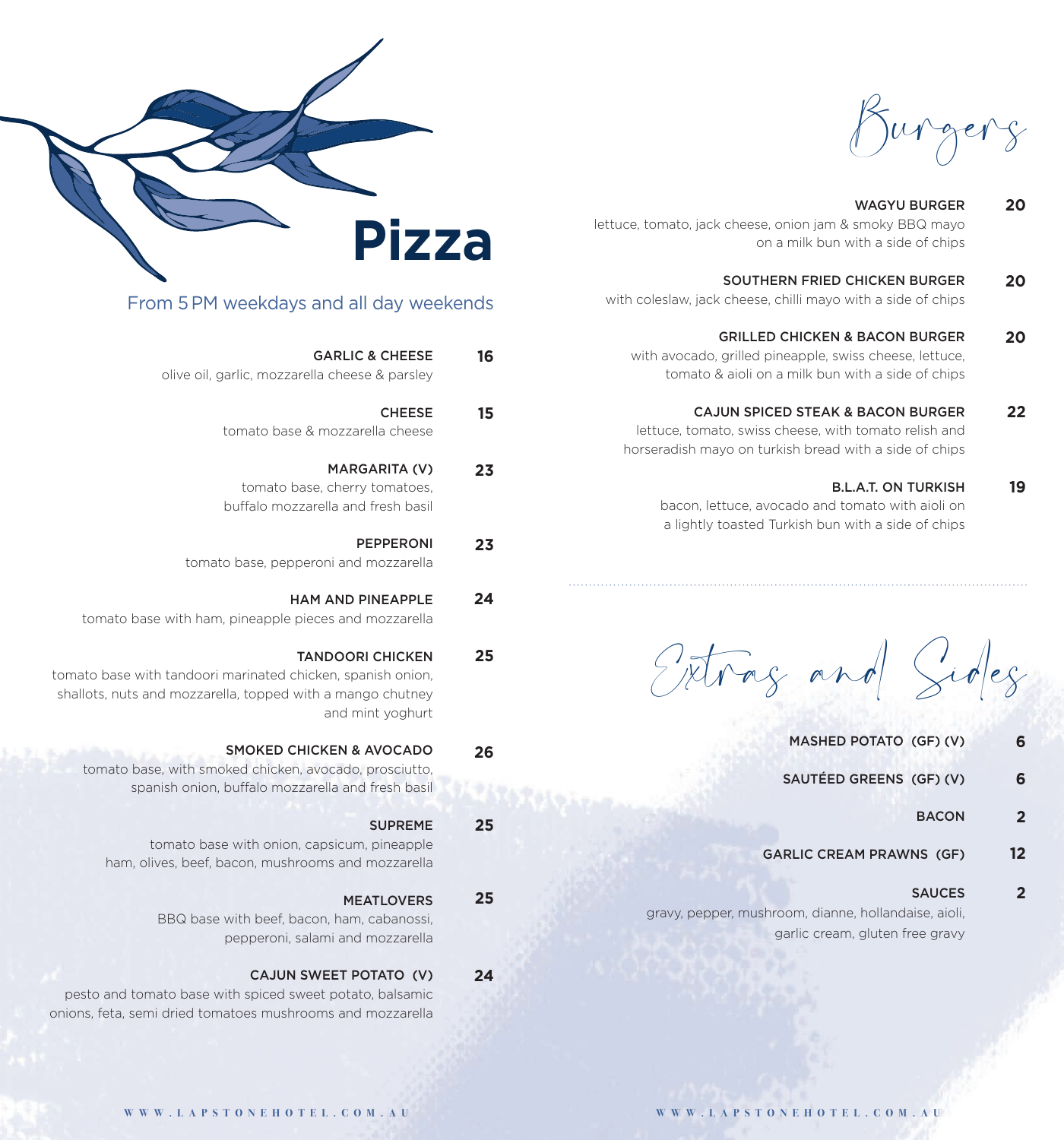# Pizza

From 5 PM weekdays and all day weekends

**GARLIC & CHEESE** **16**
olive oil, garlic, mozzarella cheese & parsley

**CHEESE** **15**
tomato base & mozzarella cheese

**MARGARITA (V)** **23**
tomato base, cherry tomatoes, buffalo mozzarella and fresh basil

**PEPPERONI** **23**
tomato base, pepperoni and mozzarella

**HAM AND PINEAPPLE** **24**
tomato base with ham, pineapple pieces and mozzarella

**TANDOORI CHICKEN** **25**
tomato base with tandoori marinated chicken, spanish onion, shallots, nuts and mozzarella, topped with a mango chutney and mint yoghurt

**SMOKED CHICKEN & AVOCADO** **26**
tomato base, with smoked chicken, avocado, prosciutto, spanish onion, buffalo mozzarella and fresh basil

**SUPREME** **25**
tomato base with onion, capsicum, pineapple ham, olives, beef, bacon, mushrooms and mozzarella

**MEATLOVERS** **25**
BBQ base with beef, bacon, ham, cabanossi, pepperoni, salami and mozzarella

**CAJUN SWEET POTATO (V)** **24**
pesto and tomato base with spiced sweet potato, balsamic onions, feta, semi dried tomatoes mushrooms and mozzarella

# Burgers

**WAGYU BURGER** **20**
lettuce, tomato, jack cheese, onion jam & smoky BBQ mayo on a milk bun with a side of chips

**SOUTHERN FRIED CHICKEN BURGER** **20**
with coleslaw, jack cheese, chilli mayo with a side of chips

**GRILLED CHICKEN & BACON BURGER** **20**
with avocado, grilled pineapple, swiss cheese, lettuce, tomato & aioli on a milk bun with a side of chips

**CAJUN SPICED STEAK & BACON BURGER** **22**
lettuce, tomato, swiss cheese, with tomato relish and horseradish mayo on turkish bread with a side of chips

**B.L.A.T. ON TURKISH** **19**
bacon, lettuce, avocado and tomato with aioli on a lightly toasted Turkish bun with a side of chips

# Extras and Sides

**MASHED POTATO (GF) (V)** **6**

**SAUTÉED GREENS (GF) (V)** **6**

**BACON** **2**

**GARLIC CREAM PRAWNS (GF)** **12**

**SAUCES** **2**
gravy, pepper, mushroom, dianne, hollandaise, aioli, garlic cream, gluten free gravy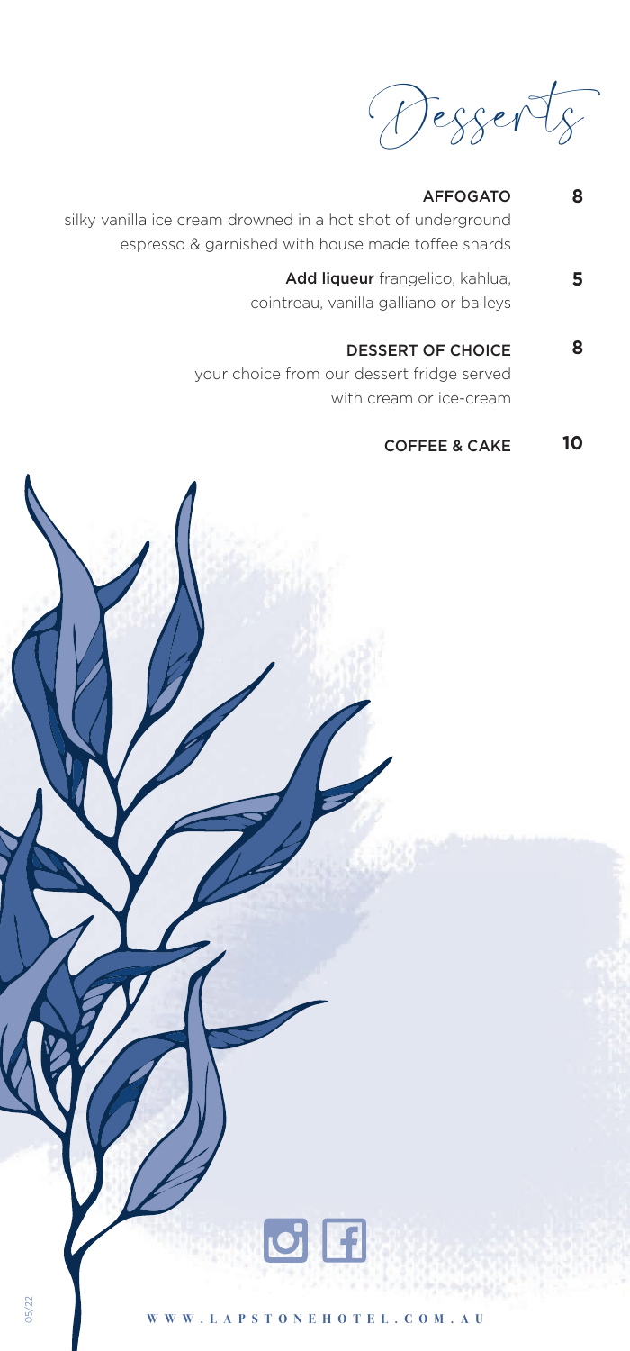# Desserts

**AFFOGATO** **8**
silky vanilla ice cream drowned in a hot shot of underground espresso & garnished with house made toffee shards

**Add liqueur** frangelico, kahlua, cointreau, vanilla galliano or baileys **5**

**DESSERT OF CHOICE** **8**
your choice from our dessert fridge served with cream or ice-cream

**COFFEE & CAKE** **10**

WWW.LAPSTONEHOTEL.COM.AU

05/22